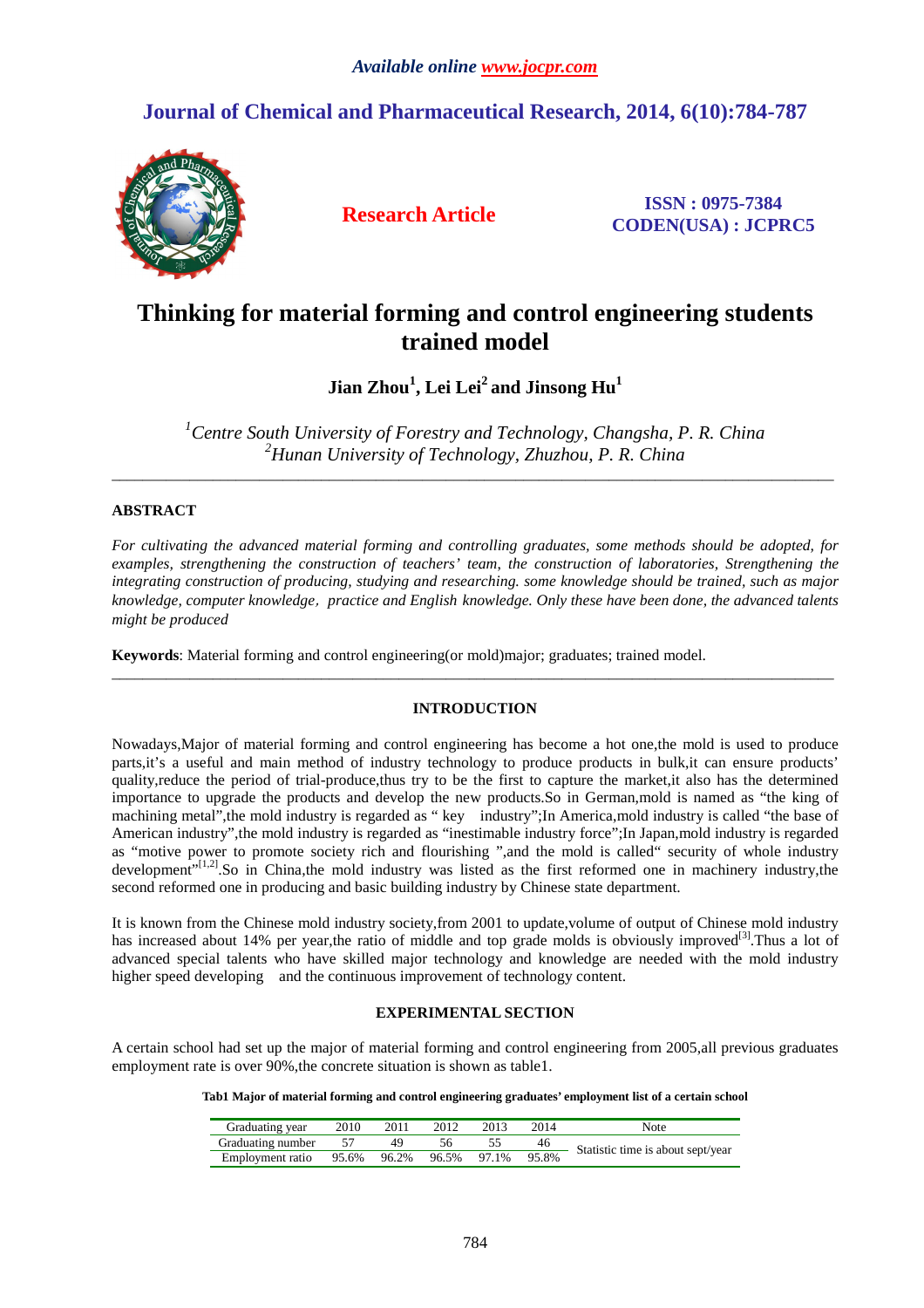*Available online www.jocpr.com*

**Journal of Chemical and Pharmaceutical Research, 2014, 6(10):784-787**

**Research Article**

**ISSN : 0975-7384**
**CODEN(USA) : JCPRC5**

# Thinking for material forming and control engineering students trained model

**Jian Zhou[1], Lei Lei[2] and Jinsong Hu[1]**

*[1]Centre South University of Forestry and Technology, Changsha, P. R. China*
*[2]Hunan University of Technology, Zhuzhou, P. R. China*

---

## ABSTRACT

*For cultivating the advanced material forming and controlling graduates, some methods should be adopted, for examples, strengthening the construction of teachers' team, the construction of laboratories, Strengthening the integrating construction of producing, studying and researching. some knowledge should be trained, such as major knowledge, computer knowledge，practice and English knowledge. Only these have been done, the advanced talents might be produced*

**Keywords**: Material forming and control engineering(or mold)major; graduates; trained model.

---

## INTRODUCTION

Nowadays,Major of material forming and control engineering has become a hot one,the mold is used to produce parts,it's a useful and main method of industry technology to produce products in bulk,it can ensure products' quality,reduce the period of trial-produce,thus try to be the first to capture the market,it also has the determined importance to upgrade the products and develop the new products.So in German,mold is named as "the king of machining metal",the mold industry is regarded as " key industry";In America,mold industry is called "the base of American industry",the mold industry is regarded as "inestimable industry force";In Japan,mold industry is regarded as "motive power to promote society rich and flourishing ",and the mold is called" security of whole industry development"[1,2].So in China,the mold industry was listed as the first reformed one in machinery industry,the second reformed one in producing and basic building industry by Chinese state department.

It is known from the Chinese mold industry society,from 2001 to update,volume of output of Chinese mold industry has increased about 14% per year,the ratio of middle and top grade molds is obviously improved[3].Thus a lot of advanced special talents who have skilled major technology and knowledge are needed with the mold industry higher speed developing and the continuous improvement of technology content.

## EXPERIMENTAL SECTION

A certain school had set up the major of material forming and control engineering from 2005,all previous graduates employment rate is over 90%,the concrete situation is shown as table1.

**Tab1 Major of material forming and control engineering graduates' employment list of a certain school**

| Graduating year | 2010 | 2011 | 2012 | 2013 | 2014 | Note |
|---|---|---|---|---|---|---|
| Graduating number | 57 | 49 | 56 | 55 | 46 | Statistic time is about sept/year |
| Employment ratio | 95.6% | 96.2% | 96.5% | 97.1% | 95.8% | |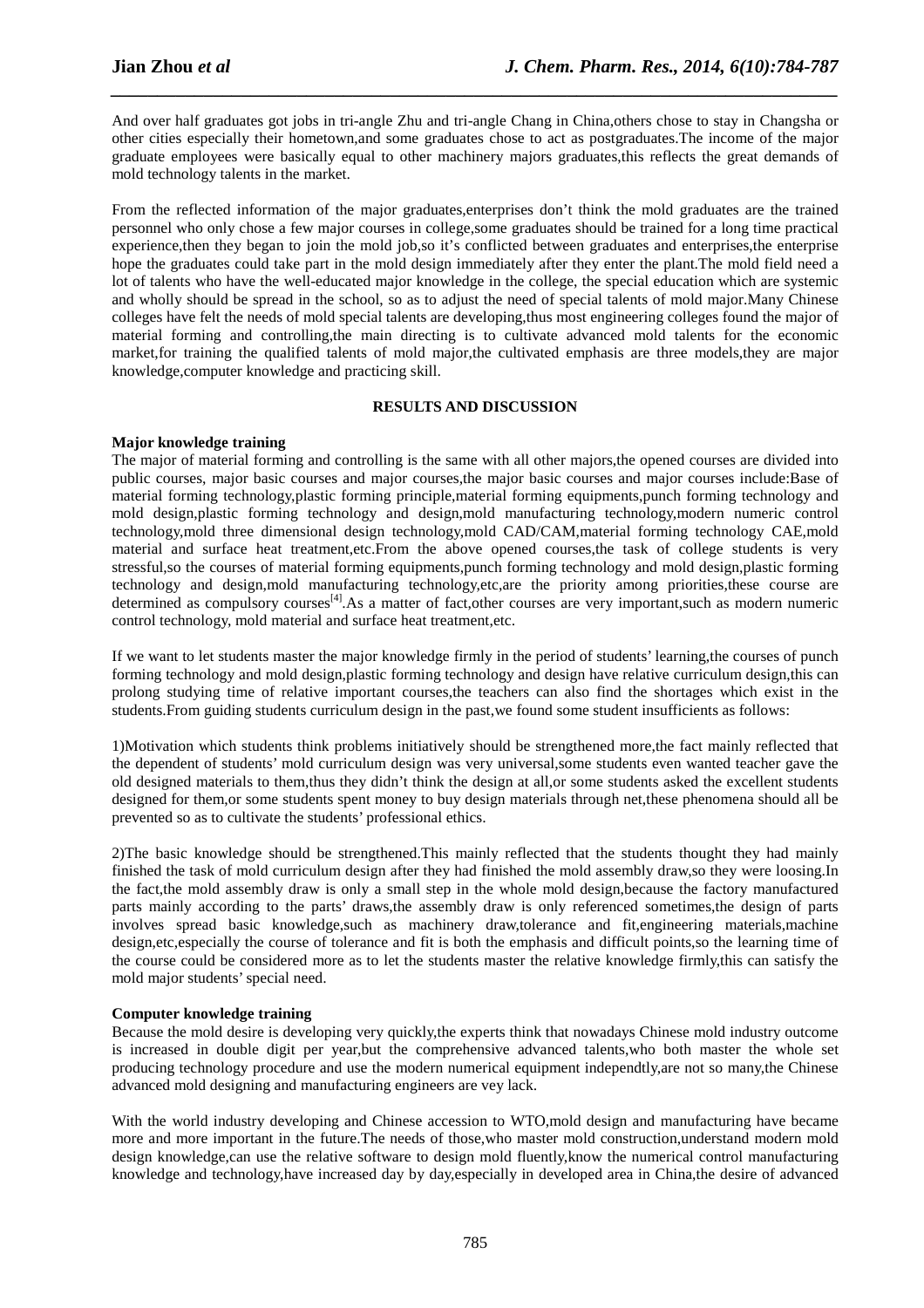And over half graduates got jobs in tri-angle Zhu and tri-angle Chang in China,others chose to stay in Changsha or other cities especially their hometown,and some graduates chose to act as postgraduates.The income of the major graduate employees were basically equal to other machinery majors graduates,this reflects the great demands of mold technology talents in the market.

From the reflected information of the major graduates,enterprises don't think the mold graduates are the trained personnel who only chose a few major courses in college,some graduates should be trained for a long time practical experience,then they began to join the mold job,so it's conflicted between graduates and enterprises,the enterprise hope the graduates could take part in the mold design immediately after they enter the plant.The mold field need a lot of talents who have the well-educated major knowledge in the college, the special education which are systemic and wholly should be spread in the school, so as to adjust the need of special talents of mold major.Many Chinese colleges have felt the needs of mold special talents are developing,thus most engineering colleges found the major of material forming and controlling,the main directing is to cultivate advanced mold talents for the economic market,for training the qualified talents of mold major,the cultivated emphasis are three models,they are major knowledge,computer knowledge and practicing skill.

## RESULTS AND DISCUSSION

**Major knowledge training**

The major of material forming and controlling is the same with all other majors,the opened courses are divided into public courses, major basic courses and major courses,the major basic courses and major courses include:Base of material forming technology,plastic forming principle,material forming equipments,punch forming technology and mold design,plastic forming technology and design,mold manufacturing technology,modern numeric control technology,mold three dimensional design technology,mold CAD/CAM,material forming technology CAE,mold material and surface heat treatment,etc.From the above opened courses,the task of college students is very stressful,so the courses of material forming equipments,punch forming technology and mold design,plastic forming technology and design,mold manufacturing technology,etc,are the priority among priorities,these course are determined as compulsory courses[4].As a matter of fact,other courses are very important,such as modern numeric control technology, mold material and surface heat treatment,etc.

If we want to let students master the major knowledge firmly in the period of students' learning,the courses of punch forming technology and mold design,plastic forming technology and design have relative curriculum design,this can prolong studying time of relative important courses,the teachers can also find the shortages which exist in the students.From guiding students curriculum design in the past,we found some student insufficients as follows:

1)Motivation which students think problems initiatively should be strengthened more,the fact mainly reflected that the dependent of students' mold curriculum design was very universal,some students even wanted teacher gave the old designed materials to them,thus they didn't think the design at all,or some students asked the excellent students designed for them,or some students spent money to buy design materials through net,these phenomena should all be prevented so as to cultivate the students' professional ethics.

2)The basic knowledge should be strengthened.This mainly reflected that the students thought they had mainly finished the task of mold curriculum design after they had finished the mold assembly draw,so they were loosing.In the fact,the mold assembly draw is only a small step in the whole mold design,because the factory manufactured parts mainly according to the parts' draws,the assembly draw is only referenced sometimes,the design of parts involves spread basic knowledge,such as machinery draw,tolerance and fit,engineering materials,machine design,etc,especially the course of tolerance and fit is both the emphasis and difficult points,so the learning time of the course could be considered more as to let the students master the relative knowledge firmly,this can satisfy the mold major students' special need.

**Computer knowledge training**

Because the mold desire is developing very quickly,the experts think that nowadays Chinese mold industry outcome is increased in double digit per year,but the comprehensive advanced talents,who both master the whole set producing technology procedure and use the modern numerical equipment independtly,are not so many,the Chinese advanced mold designing and manufacturing engineers are vey lack.

With the world industry developing and Chinese accession to WTO,mold design and manufacturing have became more and more important in the future.The needs of those,who master mold construction,understand modern mold design knowledge,can use the relative software to design mold fluently,know the numerical control manufacturing knowledge and technology,have increased day by day,especially in developed area in China,the desire of advanced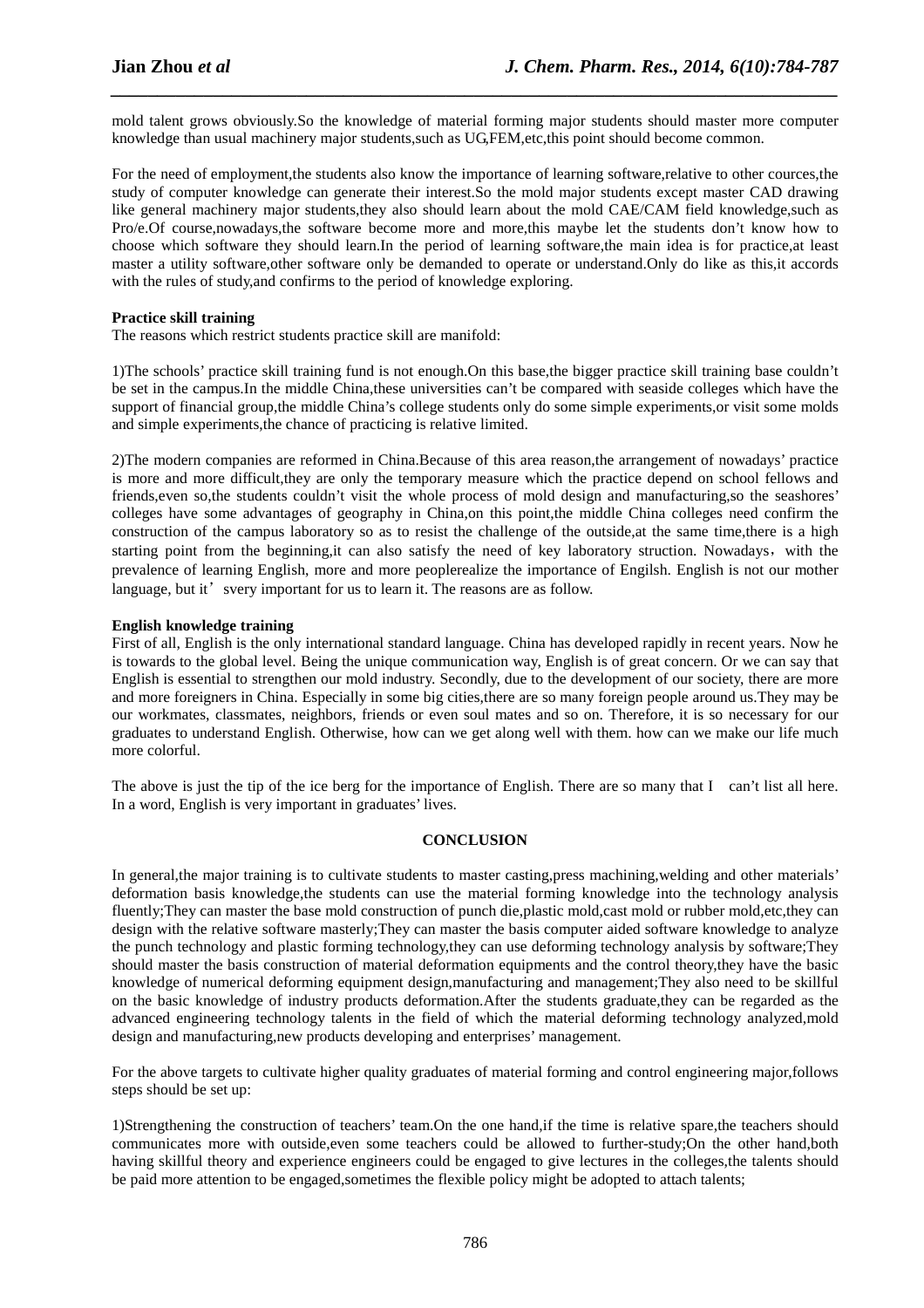mold talent grows obviously.So the knowledge of material forming major students should master more computer knowledge than usual machinery major students,such as UG,FEM,etc,this point should become common.

For the need of employment,the students also know the importance of learning software,relative to other cources,the study of computer knowledge can generate their interest.So the mold major students except master CAD drawing like general machinery major students,they also should learn about the mold CAE/CAM field knowledge,such as Pro/e.Of course,nowadays,the software become more and more,this maybe let the students don't know how to choose which software they should learn.In the period of learning software,the main idea is for practice,at least master a utility software,other software only be demanded to operate or understand.Only do like as this,it accords with the rules of study,and confirms to the period of knowledge exploring.

**Practice skill training**

The reasons which restrict students practice skill are manifold:

1)The schools' practice skill training fund is not enough.On this base,the bigger practice skill training base couldn't be set in the campus.In the middle China,these universities can't be compared with seaside colleges which have the support of financial group,the middle China's college students only do some simple experiments,or visit some molds and simple experiments,the chance of practicing is relative limited.

2)The modern companies are reformed in China.Because of this area reason,the arrangement of nowadays' practice is more and more difficult,they are only the temporary measure which the practice depend on school fellows and friends,even so,the students couldn't visit the whole process of mold design and manufacturing,so the seashores' colleges have some advantages of geography in China,on this point,the middle China colleges need confirm the construction of the campus laboratory so as to resist the challenge of the outside,at the same time,there is a high starting point from the beginning,it can also satisfy the need of key laboratory struction. Nowadays，with the prevalence of learning English, more and more peoplerealize the importance of Engilsh. English is not our mother language, but it' svery important for us to learn it. The reasons are as follow.

**English knowledge training**

First of all, English is the only international standard language. China has developed rapidly in recent years. Now he is towards to the global level. Being the unique communication way, English is of great concern. Or we can say that English is essential to strengthen our mold industry. Secondly, due to the development of our society, there are more and more foreigners in China. Especially in some big cities,there are so many foreign people around us.They may be our workmates, classmates, neighbors, friends or even soul mates and so on. Therefore, it is so necessary for our graduates to understand English. Otherwise, how can we get along well with them. how can we make our life much more colorful.

The above is just the tip of the ice berg for the importance of English. There are so many that I can't list all here. In a word, English is very important in graduates' lives.

## CONCLUSION

In general,the major training is to cultivate students to master casting,press machining,welding and other materials' deformation basis knowledge,the students can use the material forming knowledge into the technology analysis fluently;They can master the base mold construction of punch die,plastic mold,cast mold or rubber mold,etc,they can design with the relative software masterly;They can master the basis computer aided software knowledge to analyze the punch technology and plastic forming technology,they can use deforming technology analysis by software;They should master the basis construction of material deformation equipments and the control theory,they have the basic knowledge of numerical deforming equipment design,manufacturing and management;They also need to be skillful on the basic knowledge of industry products deformation.After the students graduate,they can be regarded as the advanced engineering technology talents in the field of which the material deforming technology analyzed,mold design and manufacturing,new products developing and enterprises' management.

For the above targets to cultivate higher quality graduates of material forming and control engineering major,follows steps should be set up:

1)Strengthening the construction of teachers' team.On the one hand,if the time is relative spare,the teachers should communicates more with outside,even some teachers could be allowed to further-study;On the other hand,both having skillful theory and experience engineers could be engaged to give lectures in the colleges,the talents should be paid more attention to be engaged,sometimes the flexible policy might be adopted to attach talents;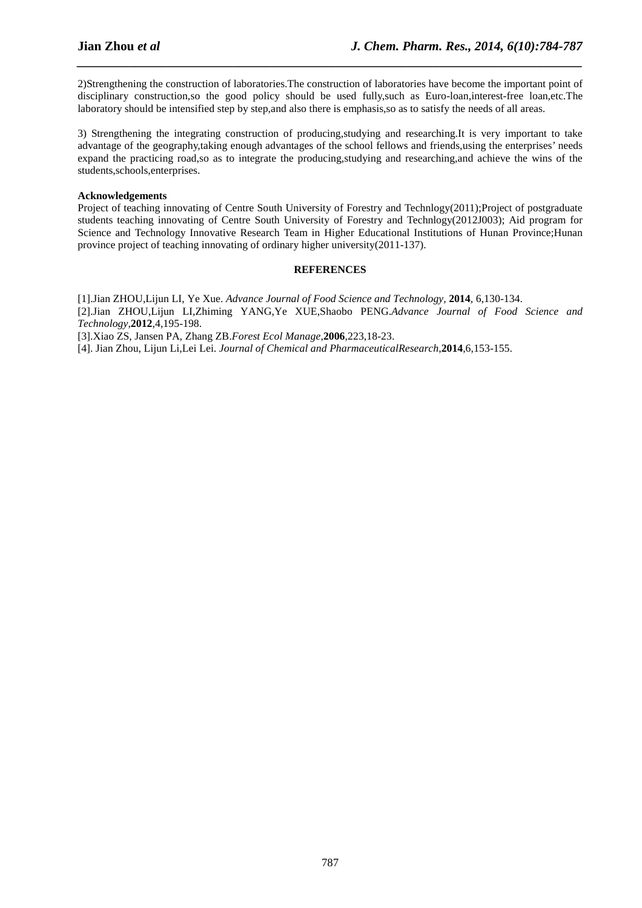2)Strengthening the construction of laboratories.The construction of laboratories have become the important point of disciplinary construction,so the good policy should be used fully,such as Euro-loan,interest-free loan,etc.The laboratory should be intensified step by step,and also there is emphasis,so as to satisfy the needs of all areas.

3) Strengthening the integrating construction of producing,studying and researching.It is very important to take advantage of the geography,taking enough advantages of the school fellows and friends,using the enterprises' needs expand the practicing road,so as to integrate the producing,studying and researching,and achieve the wins of the students,schools,enterprises.

**Acknowledgements**

Project of teaching innovating of Centre South University of Forestry and Technlogy(2011);Project of postgraduate students teaching innovating of Centre South University of Forestry and Technlogy(2012J003); Aid program for Science and Technology Innovative Research Team in Higher Educational Institutions of Hunan Province;Hunan province project of teaching innovating of ordinary higher university(2011-137).

## REFERENCES

[1].Jian ZHOU,Lijun LI, Ye Xue. *Advance Journal of Food Science and Technology*, **2014**, 6,130-134.

[2].Jian ZHOU,Lijun LI,Zhiming YANG,Ye XUE,Shaobo PENG.*Advance Journal of Food Science and Technology*,**2012**,4,195-198.

[3].Xiao ZS, Jansen PA, Zhang ZB.*Forest Ecol Manage*,**2006**,223,18-23.

[4]. Jian Zhou, Lijun Li,Lei Lei. *Journal of Chemical and PharmaceuticalResearch*,**2014**,6,153-155.